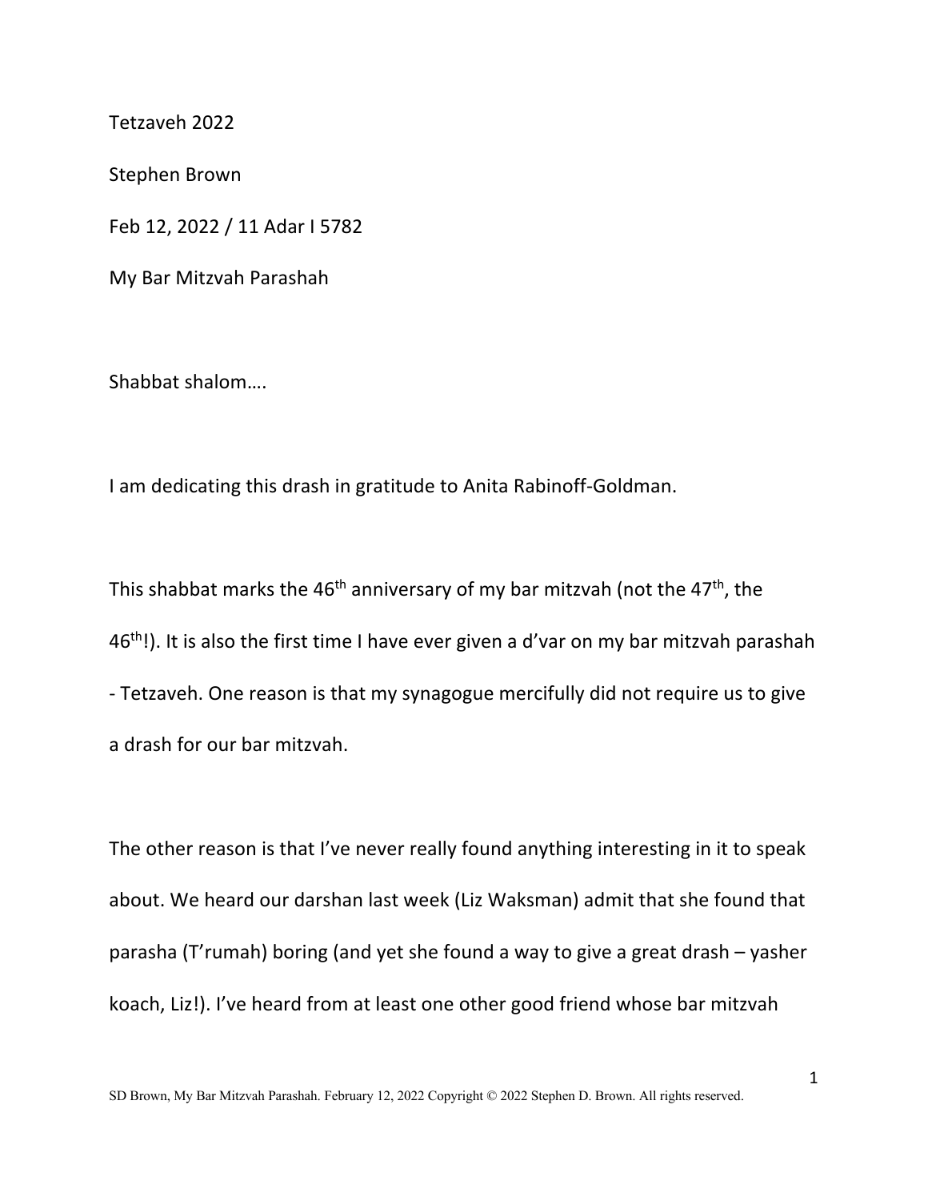Tetzaveh 2022

Stephen Brown

Feb 12, 2022 / 11 Adar I 5782

My Bar Mitzvah Parashah

Shabbat shalom….

I am dedicating this drash in gratitude to Anita Rabinoff-Goldman.

This shabbat marks the 46th anniversary of my bar mitzvah (not the 47th, the 46th!). It is also the first time I have ever given a d'var on my bar mitzvah parashah - Tetzaveh. One reason is that my synagogue mercifully did not require us to give a drash for our bar mitzvah.

The other reason is that I've never really found anything interesting in it to speak about. We heard our darshan last week (Liz Waksman) admit that she found that parasha (T'rumah) boring (and yet she found a way to give a great drash – yasher koach, Liz!). I've heard from at least one other good friend whose bar mitzvah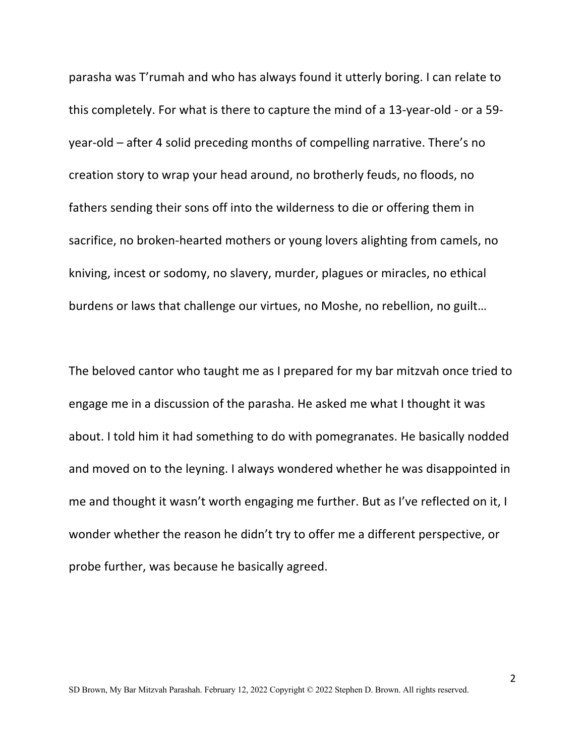parasha was T'rumah and who has always found it utterly boring. I can relate to this completely. For what is there to capture the mind of a 13-year-old - or a 59-year-old – after 4 solid preceding months of compelling narrative. There's no creation story to wrap your head around, no brotherly feuds, no floods, no fathers sending their sons off into the wilderness to die or offering them in sacrifice, no broken-hearted mothers or young lovers alighting from camels, no kniving, incest or sodomy, no slavery, murder, plagues or miracles, no ethical burdens or laws that challenge our virtues, no Moshe, no rebellion, no guilt…

The beloved cantor who taught me as I prepared for my bar mitzvah once tried to engage me in a discussion of the parasha. He asked me what I thought it was about. I told him it had something to do with pomegranates. He basically nodded and moved on to the leyning. I always wondered whether he was disappointed in me and thought it wasn't worth engaging me further. But as I've reflected on it, I wonder whether the reason he didn't try to offer me a different perspective, or probe further, was because he basically agreed.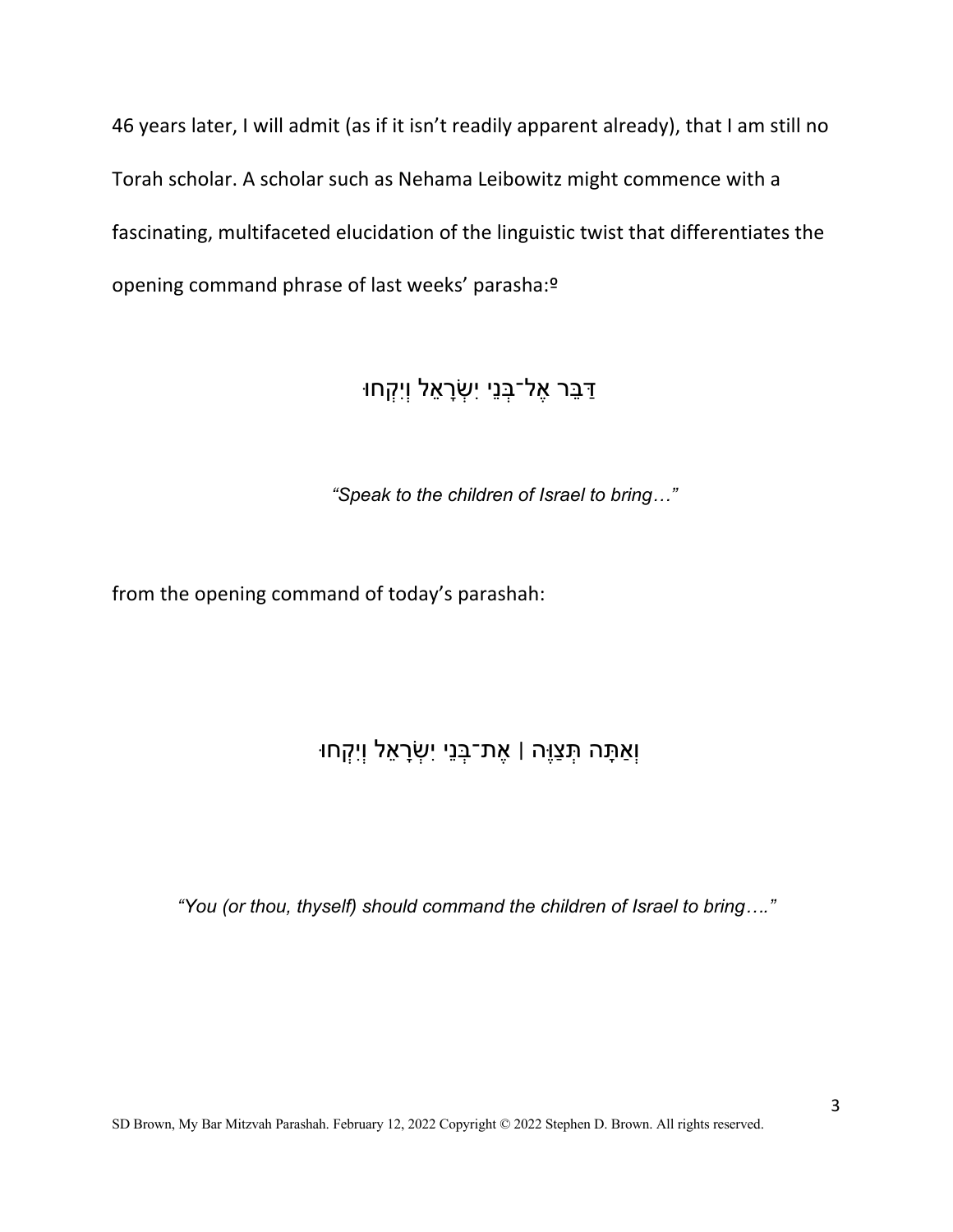46 years later, I will admit (as if it isn't readily apparent already), that I am still no Torah scholar. A scholar such as Nehama Leibowitz might commence with a fascinating, multifaceted elucidation of the linguistic twist that differentiates the opening command phrase of last weeks' parasha:º

דַּבֵּר אֶל־בְּנֵי יִשְׂרָאֵל וְיִקְחוּ

*"Speak to the children of Israel to bring…"*

from the opening command of today's parashah:

וְאַתָּה תְּצַוֶּה | אֶת־בְּנֵי יִשְׂרָאֵל וְיִקְחוּ

*"You (or thou, thyself) should command the children of Israel to bring…."*

SD Brown, My Bar Mitzvah Parashah. February 12, 2022 Copyright © 2022 Stephen D. Brown. All rights reserved.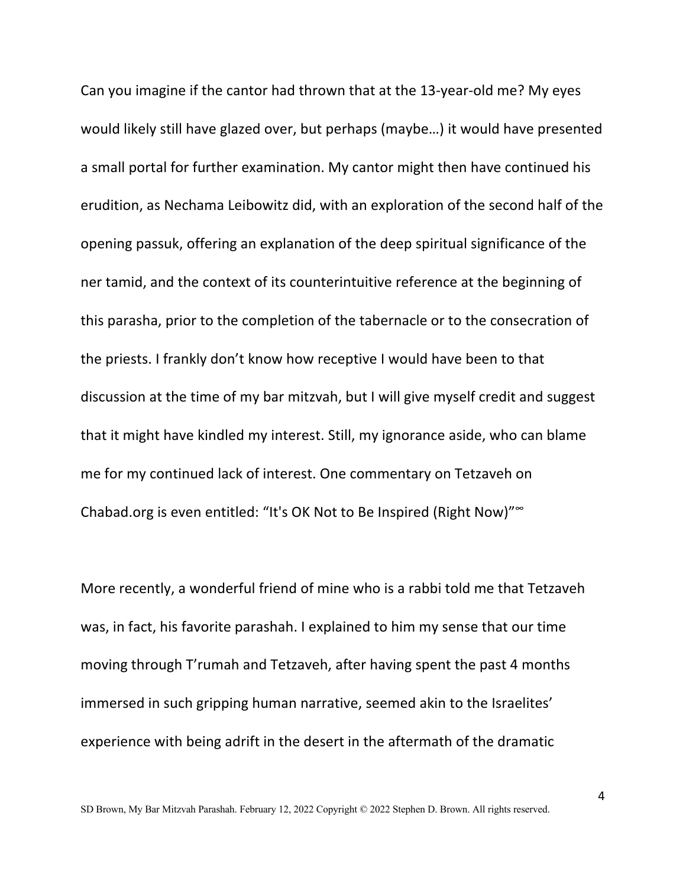Can you imagine if the cantor had thrown that at the 13-year-old me? My eyes would likely still have glazed over, but perhaps (maybe…) it would have presented a small portal for further examination. My cantor might then have continued his erudition, as Nechama Leibowitz did, with an exploration of the second half of the opening passuk, offering an explanation of the deep spiritual significance of the ner tamid, and the context of its counterintuitive reference at the beginning of this parasha, prior to the completion of the tabernacle or to the consecration of the priests. I frankly don't know how receptive I would have been to that discussion at the time of my bar mitzvah, but I will give myself credit and suggest that it might have kindled my interest. Still, my ignorance aside, who can blame me for my continued lack of interest. One commentary on Tetzaveh on Chabad.org is even entitled: "It's OK Not to Be Inspired (Right Now)"∞

More recently, a wonderful friend of mine who is a rabbi told me that Tetzaveh was, in fact, his favorite parashah. I explained to him my sense that our time moving through T'rumah and Tetzaveh, after having spent the past 4 months immersed in such gripping human narrative, seemed akin to the Israelites' experience with being adrift in the desert in the aftermath of the dramatic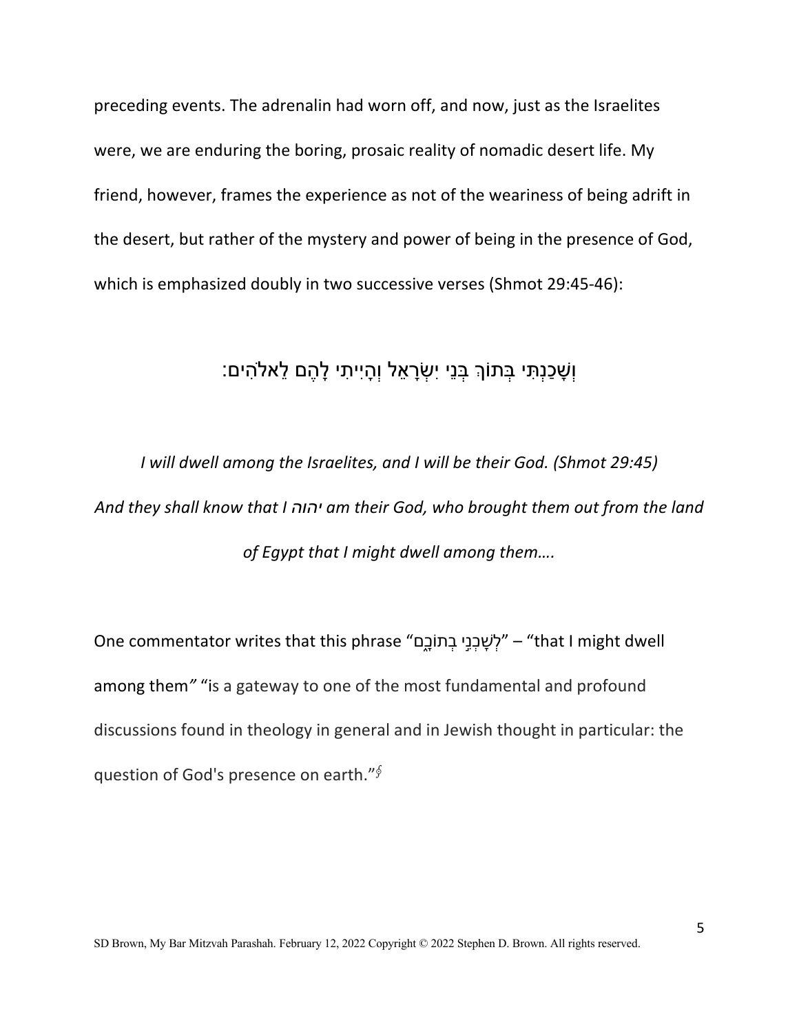preceding events. The adrenalin had worn off, and now, just as the Israelites were, we are enduring the boring, prosaic reality of nomadic desert life. My friend, however, frames the experience as not of the weariness of being adrift in the desert, but rather of the mystery and power of being in the presence of God, which is emphasized doubly in two successive verses (Shmot 29:45-46):

וְשָׁכַנְתִּי בְּתוֹךְ בְּנֵי יִשְׂרָאֵל וְהָיִיתִי לָהֶם לֵאלֹהִים:

*I will dwell among the Israelites, and I will be their God. (Shmot 29:45)*

*And they shall know that I יהוה am their God, who brought them out from the land of Egypt that I might dwell among them….*

One commentator writes that this phrase "לְשָׁכְנִ֣י בְתוֹכָ֑ם" – "that I might dwell among them" "is a gateway to one of the most fundamental and profound discussions found in theology in general and in Jewish thought in particular: the question of God's presence on earth."[§]

SD Brown, My Bar Mitzvah Parashah. February 12, 2022 Copyright © 2022 Stephen D. Brown. All rights reserved.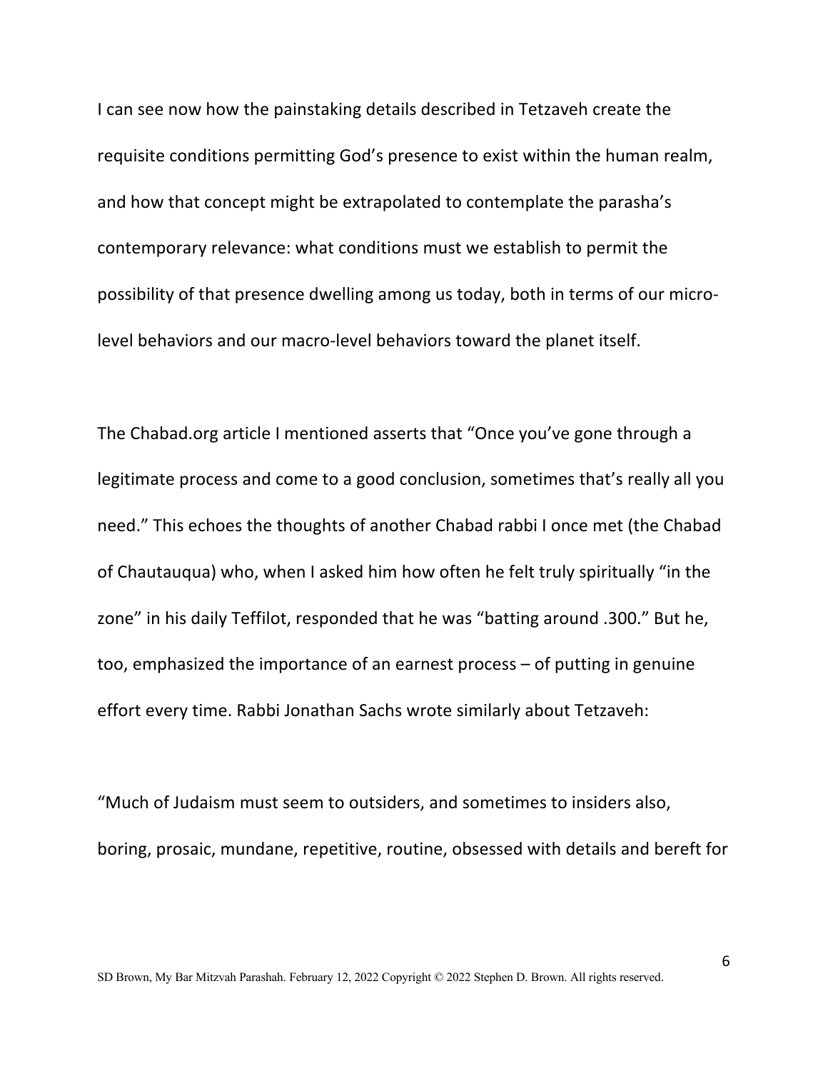I can see now how the painstaking details described in Tetzaveh create the requisite conditions permitting God's presence to exist within the human realm, and how that concept might be extrapolated to contemplate the parasha's contemporary relevance: what conditions must we establish to permit the possibility of that presence dwelling among us today, both in terms of our micro-level behaviors and our macro-level behaviors toward the planet itself.

The Chabad.org article I mentioned asserts that "Once you've gone through a legitimate process and come to a good conclusion, sometimes that's really all you need." This echoes the thoughts of another Chabad rabbi I once met (the Chabad of Chautauqua) who, when I asked him how often he felt truly spiritually "in the zone" in his daily Teffilot, responded that he was "batting around .300." But he, too, emphasized the importance of an earnest process – of putting in genuine effort every time. Rabbi Jonathan Sachs wrote similarly about Tetzaveh:

"Much of Judaism must seem to outsiders, and sometimes to insiders also, boring, prosaic, mundane, repetitive, routine, obsessed with details and bereft for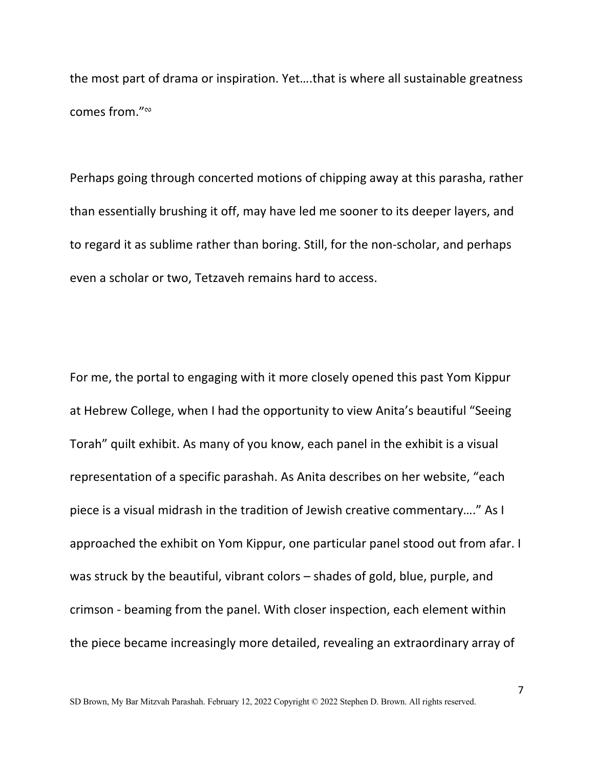the most part of drama or inspiration. Yet….that is where all sustainable greatness comes from."∞

Perhaps going through concerted motions of chipping away at this parasha, rather than essentially brushing it off, may have led me sooner to its deeper layers, and to regard it as sublime rather than boring. Still, for the non-scholar, and perhaps even a scholar or two, Tetzaveh remains hard to access.

For me, the portal to engaging with it more closely opened this past Yom Kippur at Hebrew College, when I had the opportunity to view Anita's beautiful "Seeing Torah" quilt exhibit. As many of you know, each panel in the exhibit is a visual representation of a specific parashah. As Anita describes on her website, "each piece is a visual midrash in the tradition of Jewish creative commentary…." As I approached the exhibit on Yom Kippur, one particular panel stood out from afar. I was struck by the beautiful, vibrant colors – shades of gold, blue, purple, and crimson - beaming from the panel. With closer inspection, each element within the piece became increasingly more detailed, revealing an extraordinary array of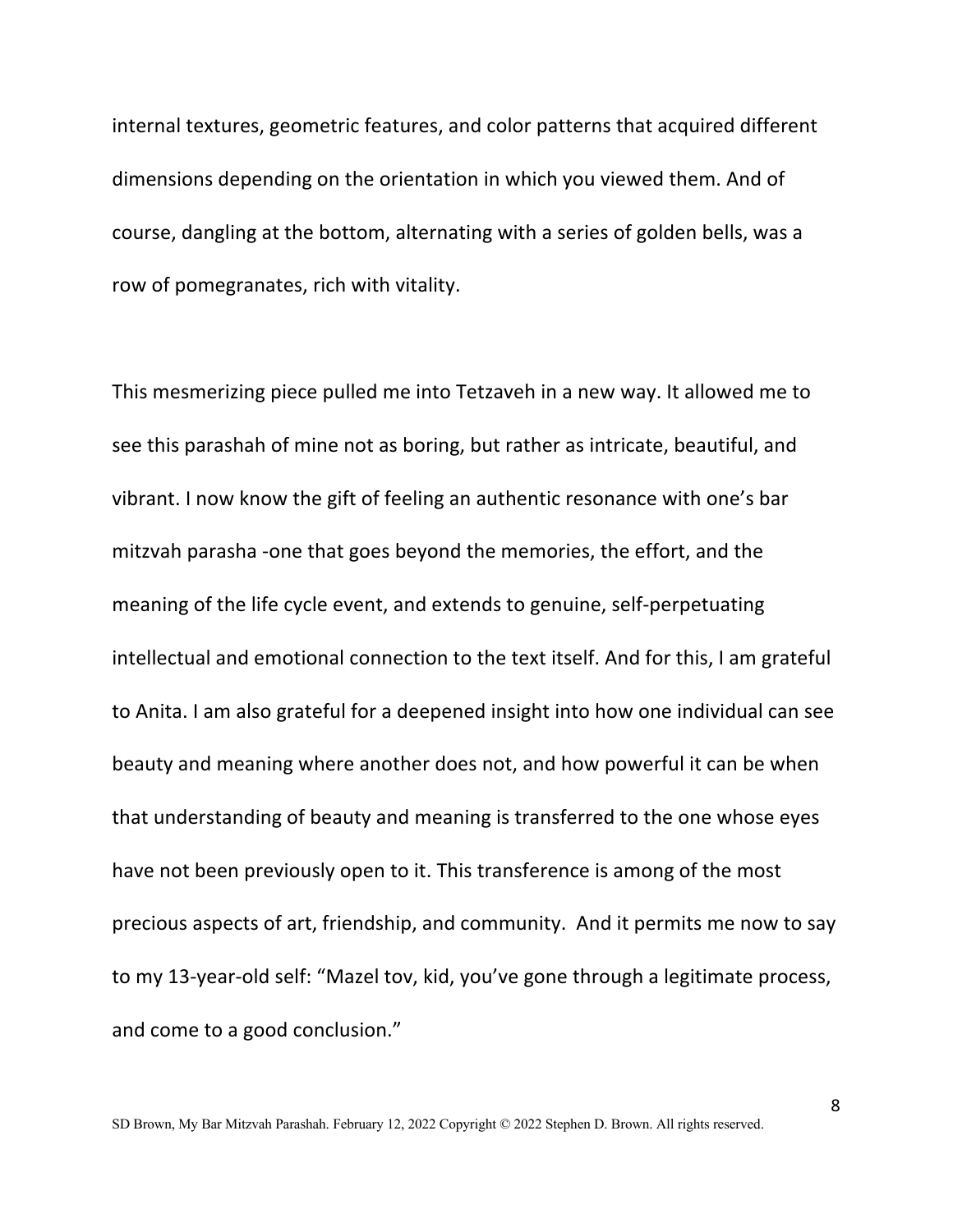internal textures, geometric features, and color patterns that acquired different dimensions depending on the orientation in which you viewed them. And of course, dangling at the bottom, alternating with a series of golden bells, was a row of pomegranates, rich with vitality.

This mesmerizing piece pulled me into Tetzaveh in a new way. It allowed me to see this parashah of mine not as boring, but rather as intricate, beautiful, and vibrant. I now know the gift of feeling an authentic resonance with one's bar mitzvah parasha -one that goes beyond the memories, the effort, and the meaning of the life cycle event, and extends to genuine, self-perpetuating intellectual and emotional connection to the text itself. And for this, I am grateful to Anita. I am also grateful for a deepened insight into how one individual can see beauty and meaning where another does not, and how powerful it can be when that understanding of beauty and meaning is transferred to the one whose eyes have not been previously open to it. This transference is among of the most precious aspects of art, friendship, and community. And it permits me now to say to my 13-year-old self: "Mazel tov, kid, you've gone through a legitimate process, and come to a good conclusion."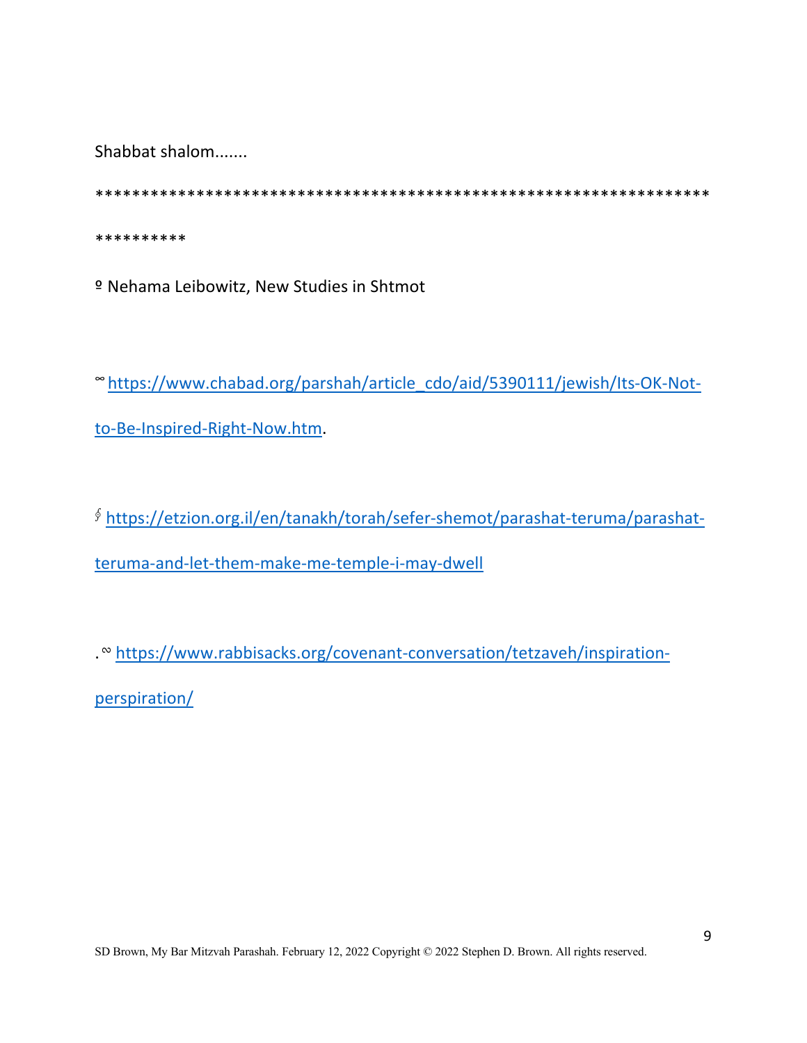Shabbat shalom.......

******************************************************************

**********

º Nehama Leibowitz, New Studies in Shtmot

∞ https://www.chabad.org/parshah/article_cdo/aid/5390111/jewish/Its-OK-Not-to-Be-Inspired-Right-Now.htm.

∮ https://etzion.org.il/en/tanakh/torah/sefer-shemot/parashat-teruma/parashat-teruma-and-let-them-make-me-temple-i-may-dwell

. ∞ https://www.rabbisacks.org/covenant-conversation/tetzaveh/inspiration-perspiration/